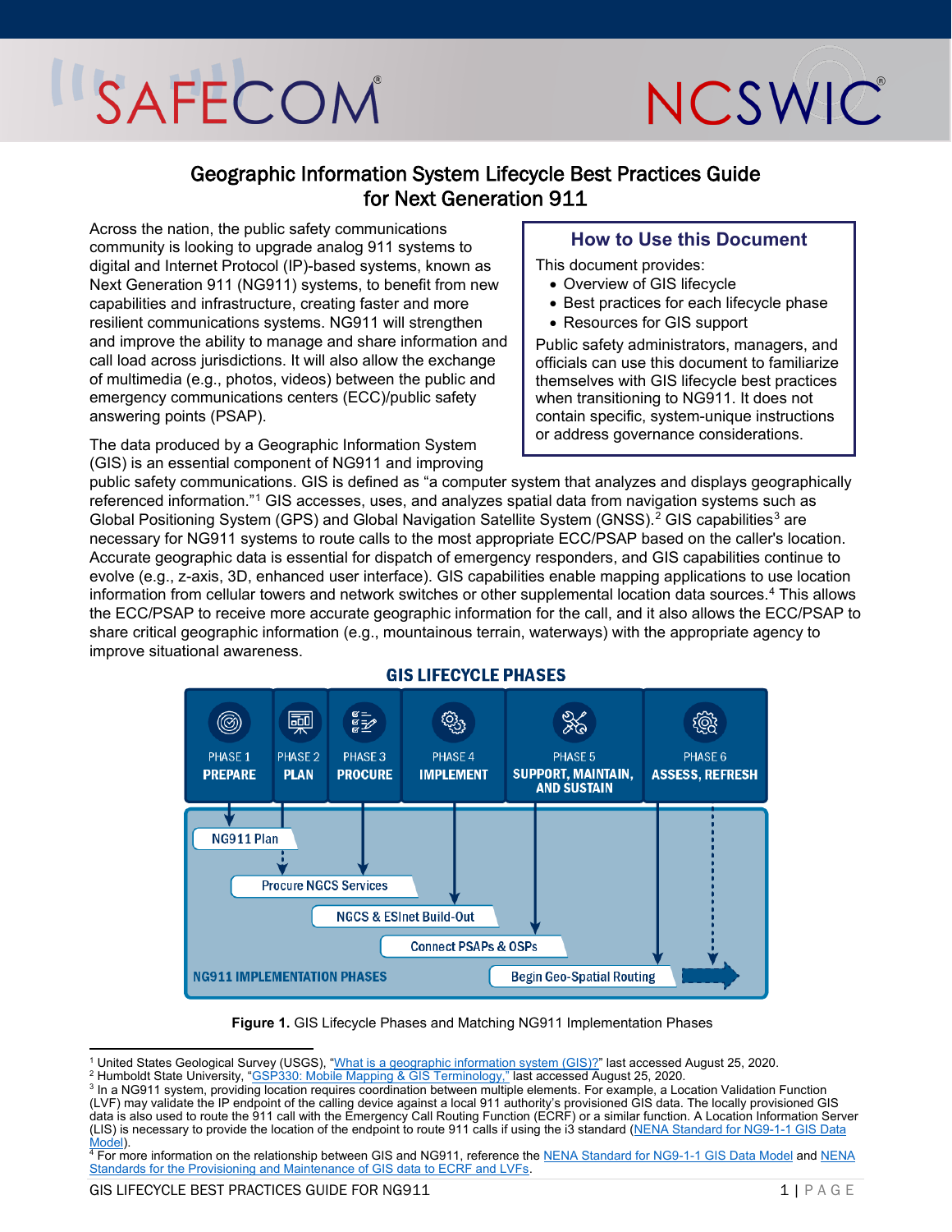# Geographic Information System Lifecycle Best Practices Guide for Next Generation 911

> **How to Use this Document**
>
> This document provides:
> - Overview of GIS lifecycle
> - Best practices for each lifecycle phase
> - Resources for GIS support
>
> Public safety administrators, managers, and officials can use this document to familiarize themselves with GIS lifecycle best practices when transitioning to NG911. It does not contain specific, system-unique instructions or address governance considerations.

Across the nation, the public safety communications community is looking to upgrade analog 911 systems to digital and Internet Protocol (IP)-based systems, known as Next Generation 911 (NG911) systems, to benefit from new capabilities and infrastructure, creating faster and more resilient communications systems. NG911 will strengthen and improve the ability to manage and share information and call load across jurisdictions. It will also allow the exchange of multimedia (e.g., photos, videos) between the public and emergency communications centers (ECC)/public safety answering points (PSAP).

The data produced by a Geographic Information System (GIS) is an essential component of NG911 and improving public safety communications. GIS is defined as "a computer system that analyzes and displays geographically referenced information."[1] GIS accesses, uses, and analyzes spatial data from navigation systems such as Global Positioning System (GPS) and Global Navigation Satellite System (GNSS).[2] GIS capabilities[3] are necessary for NG911 systems to route calls to the most appropriate ECC/PSAP based on the caller's location. Accurate geographic data is essential for dispatch of emergency responders, and GIS capabilities continue to evolve (e.g., z-axis, 3D, enhanced user interface). GIS capabilities enable mapping applications to use location information from cellular towers and network switches or other supplemental location data sources.[4] This allows the ECC/PSAP to receive more accurate geographic information for the call, and it also allows the ECC/PSAP to share critical geographic information (e.g., mountainous terrain, waterways) with the appropriate agency to improve situational awareness.

**GIS LIFECYCLE PHASES**

| PHASE 1 | PHASE 2 | PHASE 3 | PHASE 4 | PHASE 5 | PHASE 6 |
|---|---|---|---|---|---|
| **PREPARE** | **PLAN** | **PROCURE** | **IMPLEMENT** | **SUPPORT, MAINTAIN, AND SUSTAIN** | **ASSESS, REFRESH** |

**NG911 IMPLEMENTATION PHASES**
- NG911 Plan
- Procure NGCS Services
- NGCS & ESInet Build-Out
- Connect PSAPs & OSPs
- Begin Geo-Spatial Routing

**Figure 1.** GIS Lifecycle Phases and Matching NG911 Implementation Phases

---

[1] United States Geological Survey (USGS), "What is a geographic information system (GIS)?" last accessed August 25, 2020.

[2] Humboldt State University, "GSP330: Mobile Mapping & GIS Terminology," last accessed August 25, 2020.

[3] In a NG911 system, providing location requires coordination between multiple elements. For example, a Location Validation Function (LVF) may validate the IP endpoint of the calling device against a local 911 authority's provisioned GIS data. The locally provisioned GIS data is also used to route the 911 call with the Emergency Call Routing Function (ECRF) or a similar function. A Location Information Server (LIS) is necessary to provide the location of the endpoint to route 911 calls if using the i3 standard (NENA Standard for NG9-1-1 GIS Data Model).

[4] For more information on the relationship between GIS and NG911, reference the NENA Standard for NG9-1-1 GIS Data Model and NENA Standards for the Provisioning and Maintenance of GIS data to ECRF and LVFs.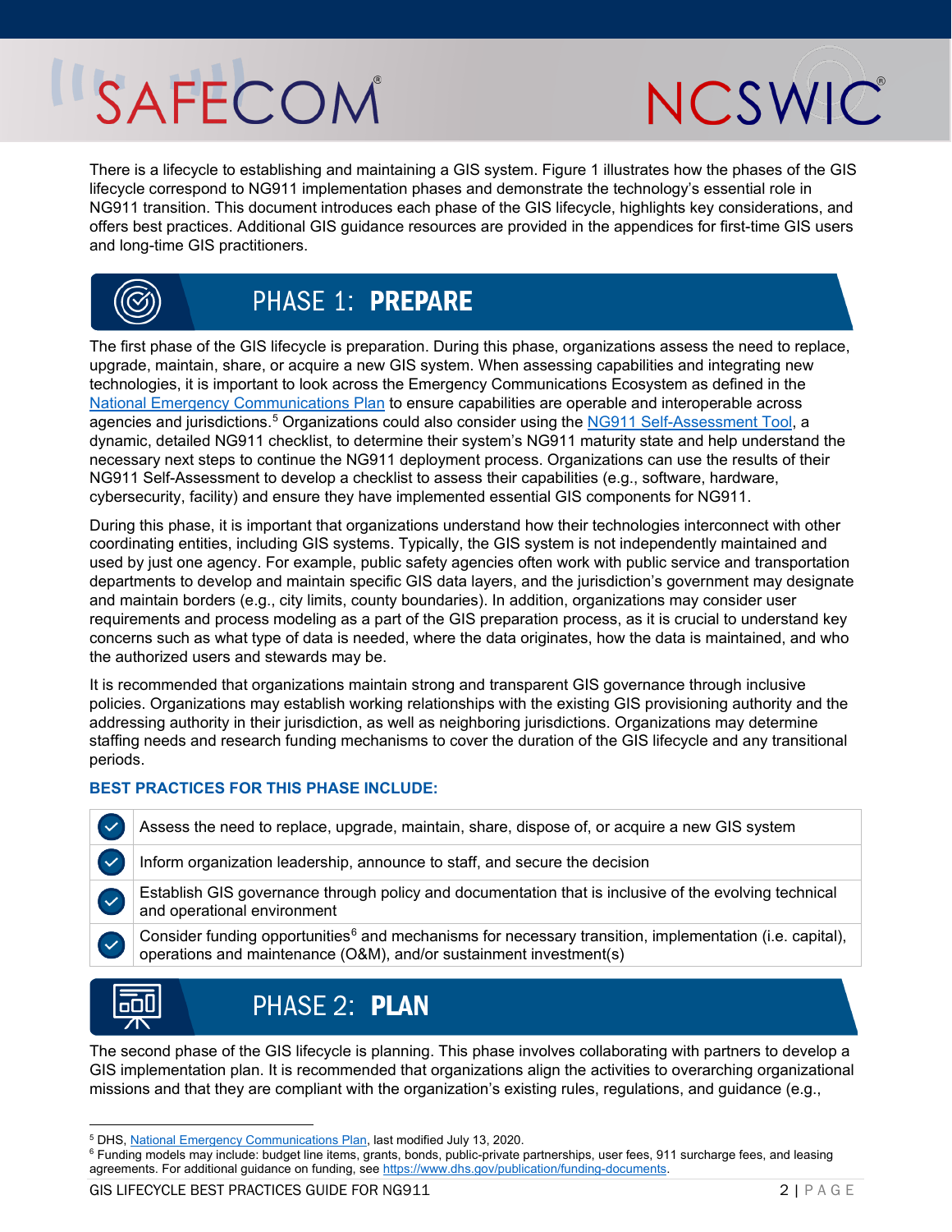There is a lifecycle to establishing and maintaining a GIS system. Figure 1 illustrates how the phases of the GIS lifecycle correspond to NG911 implementation phases and demonstrate the technology's essential role in NG911 transition. This document introduces each phase of the GIS lifecycle, highlights key considerations, and offers best practices. Additional GIS guidance resources are provided in the appendices for first-time GIS users and long-time GIS practitioners.

## PHASE 1: **PREPARE**

The first phase of the GIS lifecycle is preparation. During this phase, organizations assess the need to replace, upgrade, maintain, share, or acquire a new GIS system. When assessing capabilities and integrating new technologies, it is important to look across the Emergency Communications Ecosystem as defined in the National Emergency Communications Plan to ensure capabilities are operable and interoperable across agencies and jurisdictions.[5] Organizations could also consider using the NG911 Self-Assessment Tool, a dynamic, detailed NG911 checklist, to determine their system's NG911 maturity state and help understand the necessary next steps to continue the NG911 deployment process. Organizations can use the results of their NG911 Self-Assessment to develop a checklist to assess their capabilities (e.g., software, hardware, cybersecurity, facility) and ensure they have implemented essential GIS components for NG911.

During this phase, it is important that organizations understand how their technologies interconnect with other coordinating entities, including GIS systems. Typically, the GIS system is not independently maintained and used by just one agency. For example, public safety agencies often work with public service and transportation departments to develop and maintain specific GIS data layers, and the jurisdiction's government may designate and maintain borders (e.g., city limits, county boundaries). In addition, organizations may consider user requirements and process modeling as a part of the GIS preparation process, as it is crucial to understand key concerns such as what type of data is needed, where the data originates, how the data is maintained, and who the authorized users and stewards may be.

It is recommended that organizations maintain strong and transparent GIS governance through inclusive policies. Organizations may establish working relationships with the existing GIS provisioning authority and the addressing authority in their jurisdiction, as well as neighboring jurisdictions. Organizations may determine staffing needs and research funding mechanisms to cover the duration of the GIS lifecycle and any transitional periods.

### BEST PRACTICES FOR THIS PHASE INCLUDE:

- ✓ Assess the need to replace, upgrade, maintain, share, dispose of, or acquire a new GIS system
- ✓ Inform organization leadership, announce to staff, and secure the decision
- ✓ Establish GIS governance through policy and documentation that is inclusive of the evolving technical and operational environment
- ✓ Consider funding opportunities[6] and mechanisms for necessary transition, implementation (i.e. capital), operations and maintenance (O&M), and/or sustainment investment(s)

## PHASE 2: **PLAN**

The second phase of the GIS lifecycle is planning. This phase involves collaborating with partners to develop a GIS implementation plan. It is recommended that organizations align the activities to overarching organizational missions and that they are compliant with the organization's existing rules, regulations, and guidance (e.g.,

---

[5] DHS, National Emergency Communications Plan, last modified July 13, 2020.

[6] Funding models may include: budget line items, grants, bonds, public-private partnerships, user fees, 911 surcharge fees, and leasing agreements. For additional guidance on funding, see https://www.dhs.gov/publication/funding-documents.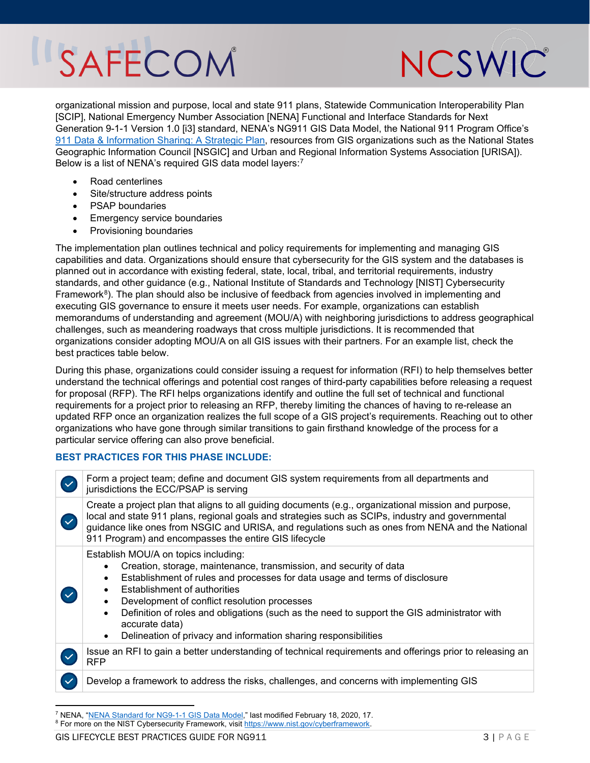organizational mission and purpose, local and state 911 plans, Statewide Communication Interoperability Plan [SCIP], National Emergency Number Association [NENA] Functional and Interface Standards for Next Generation 9-1-1 Version 1.0 [i3] standard, NENA's NG911 GIS Data Model, the National 911 Program Office's [911 Data & Information Sharing: A Strategic Plan](), resources from GIS organizations such as the National States Geographic Information Council [NSGIC] and Urban and Regional Information Systems Association [URISA]). Below is a list of NENA's required GIS data model layers:[7]

- Road centerlines
- Site/structure address points
- PSAP boundaries
- Emergency service boundaries
- Provisioning boundaries

The implementation plan outlines technical and policy requirements for implementing and managing GIS capabilities and data. Organizations should ensure that cybersecurity for the GIS system and the databases is planned out in accordance with existing federal, state, local, tribal, and territorial requirements, industry standards, and other guidance (e.g., National Institute of Standards and Technology [NIST] Cybersecurity Framework[8]). The plan should also be inclusive of feedback from agencies involved in implementing and executing GIS governance to ensure it meets user needs. For example, organizations can establish memorandums of understanding and agreement (MOU/A) with neighboring jurisdictions to address geographical challenges, such as meandering roadways that cross multiple jurisdictions. It is recommended that organizations consider adopting MOU/A on all GIS issues with their partners. For an example list, check the best practices table below.

During this phase, organizations could consider issuing a request for information (RFI) to help themselves better understand the technical offerings and potential cost ranges of third-party capabilities before releasing a request for proposal (RFP). The RFI helps organizations identify and outline the full set of technical and functional requirements for a project prior to releasing an RFP, thereby limiting the chances of having to re-release an updated RFP once an organization realizes the full scope of a GIS project's requirements. Reaching out to other organizations who have gone through similar transitions to gain firsthand knowledge of the process for a particular service offering can also prove beneficial.

### BEST PRACTICES FOR THIS PHASE INCLUDE:

| | |
|---|---|
| ✓ | Form a project team; define and document GIS system requirements from all departments and jurisdictions the ECC/PSAP is serving |
| ✓ | Create a project plan that aligns to all guiding documents (e.g., organizational mission and purpose, local and state 911 plans, regional goals and strategies such as SCIPs, industry and governmental guidance like ones from NSGIC and URISA, and regulations such as ones from NENA and the National 911 Program) and encompasses the entire GIS lifecycle |
| ✓ | Establish MOU/A on topics including:<br>• Creation, storage, maintenance, transmission, and security of data<br>• Establishment of rules and processes for data usage and terms of disclosure<br>• Establishment of authorities<br>• Development of conflict resolution processes<br>• Definition of roles and obligations (such as the need to support the GIS administrator with accurate data)<br>• Delineation of privacy and information sharing responsibilities |
| ✓ | Issue an RFI to gain a better understanding of technical requirements and offerings prior to releasing an RFP |
| ✓ | Develop a framework to address the risks, challenges, and concerns with implementing GIS |

[7] NENA, "NENA Standard for NG9-1-1 GIS Data Model," last modified February 18, 2020, 17.

[8] For more on the NIST Cybersecurity Framework, visit https://www.nist.gov/cyberframework.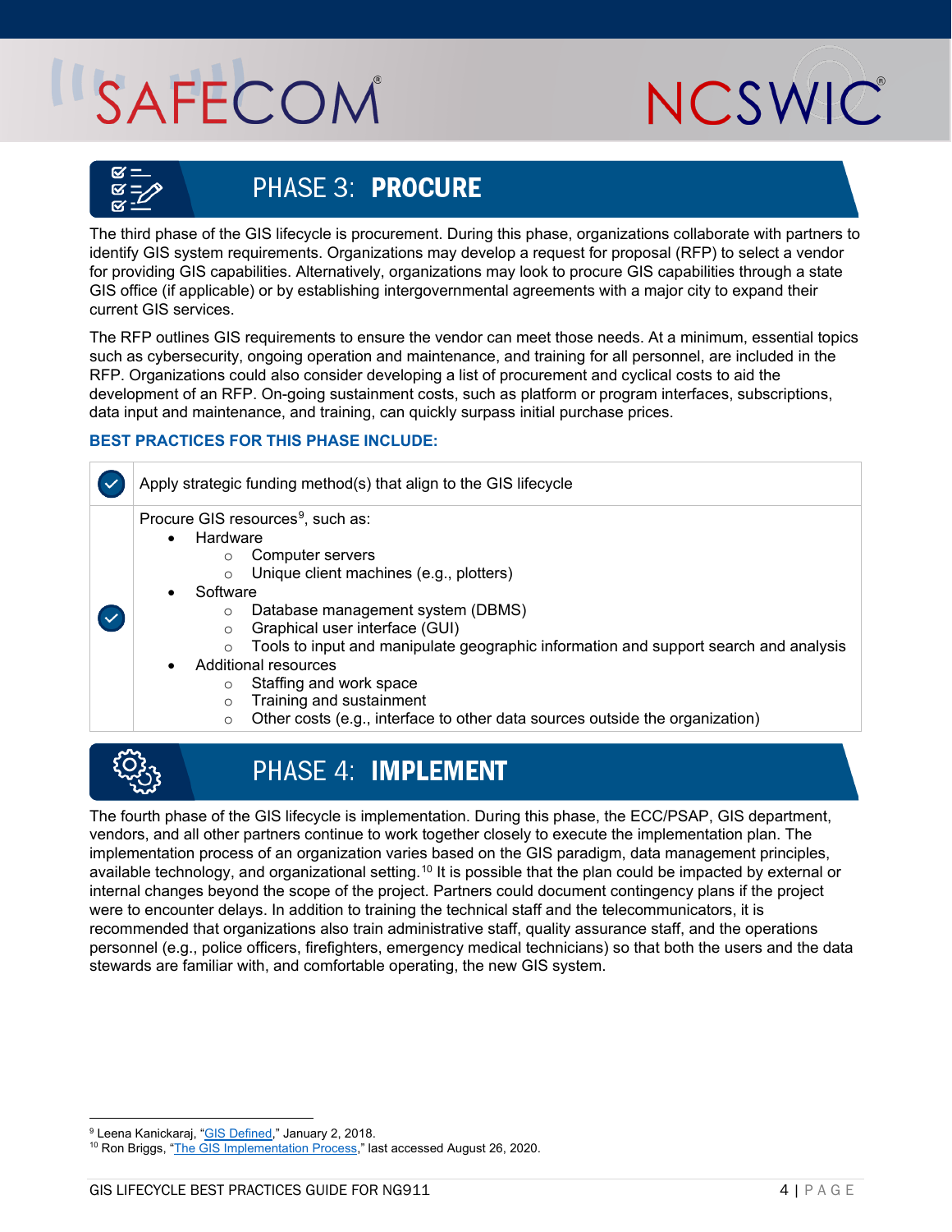## PHASE 3: **PROCURE**

The third phase of the GIS lifecycle is procurement. During this phase, organizations collaborate with partners to identify GIS system requirements. Organizations may develop a request for proposal (RFP) to select a vendor for providing GIS capabilities. Alternatively, organizations may look to procure GIS capabilities through a state GIS office (if applicable) or by establishing intergovernmental agreements with a major city to expand their current GIS services.

The RFP outlines GIS requirements to ensure the vendor can meet those needs. At a minimum, essential topics such as cybersecurity, ongoing operation and maintenance, and training for all personnel, are included in the RFP. Organizations could also consider developing a list of procurement and cyclical costs to aid the development of an RFP. On-going sustainment costs, such as platform or program interfaces, subscriptions, data input and maintenance, and training, can quickly surpass initial purchase prices.

### BEST PRACTICES FOR THIS PHASE INCLUDE:

- ✓ Apply strategic funding method(s) that align to the GIS lifecycle
- ✓ Procure GIS resources[9], such as:
  - Hardware
    - Computer servers
    - Unique client machines (e.g., plotters)
  - Software
    - Database management system (DBMS)
    - Graphical user interface (GUI)
    - Tools to input and manipulate geographic information and support search and analysis
  - Additional resources
    - Staffing and work space
    - Training and sustainment
    - Other costs (e.g., interface to other data sources outside the organization)

## PHASE 4: **IMPLEMENT**

The fourth phase of the GIS lifecycle is implementation. During this phase, the ECC/PSAP, GIS department, vendors, and all other partners continue to work together closely to execute the implementation plan. The implementation process of an organization varies based on the GIS paradigm, data management principles, available technology, and organizational setting.[10] It is possible that the plan could be impacted by external or internal changes beyond the scope of the project. Partners could document contingency plans if the project were to encounter delays. In addition to training the technical staff and the telecommunicators, it is recommended that organizations also train administrative staff, quality assurance staff, and the operations personnel (e.g., police officers, firefighters, emergency medical technicians) so that both the users and the data stewards are familiar with, and comfortable operating, the new GIS system.

---

[9] Leena Kanickaraj, "GIS Defined," January 2, 2018.
[10] Ron Briggs, "The GIS Implementation Process," last accessed August 26, 2020.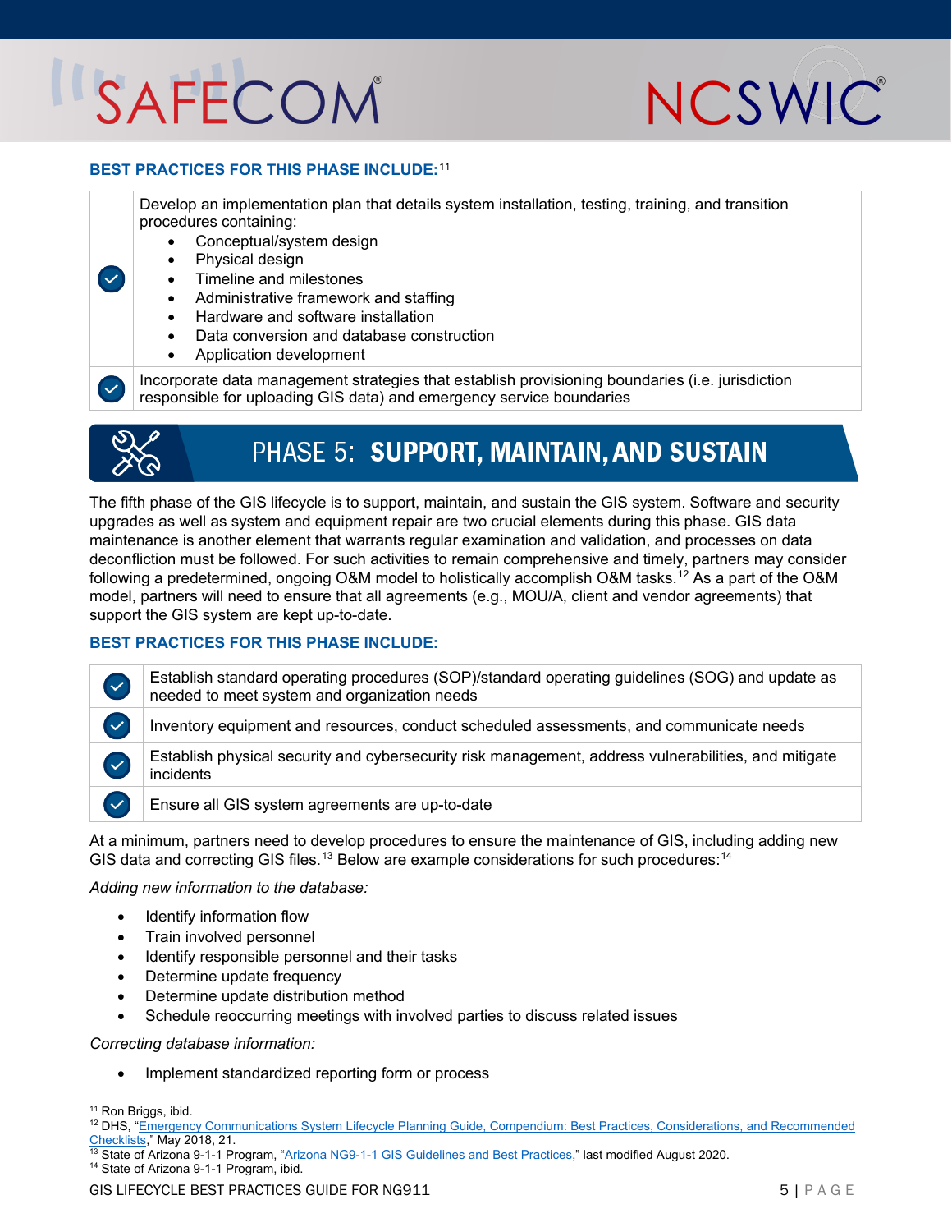**BEST PRACTICES FOR THIS PHASE INCLUDE:**[11]

| | |
|---|---|
| ✓ | Develop an implementation plan that details system installation, testing, training, and transition procedures containing:<br>• Conceptual/system design<br>• Physical design<br>• Timeline and milestones<br>• Administrative framework and staffing<br>• Hardware and software installation<br>• Data conversion and database construction<br>• Application development |
| ✓ | Incorporate data management strategies that establish provisioning boundaries (i.e. jurisdiction responsible for uploading GIS data) and emergency service boundaries |

## PHASE 5: SUPPORT, MAINTAIN, AND SUSTAIN

The fifth phase of the GIS lifecycle is to support, maintain, and sustain the GIS system. Software and security upgrades as well as system and equipment repair are two crucial elements during this phase. GIS data maintenance is another element that warrants regular examination and validation, and processes on data deconfliction must be followed. For such activities to remain comprehensive and timely, partners may consider following a predetermined, ongoing O&M model to holistically accomplish O&M tasks.[12] As a part of the O&M model, partners will need to ensure that all agreements (e.g., MOU/A, client and vendor agreements) that support the GIS system are kept up-to-date.

**BEST PRACTICES FOR THIS PHASE INCLUDE:**

| | |
|---|---|
| ✓ | Establish standard operating procedures (SOP)/standard operating guidelines (SOG) and update as needed to meet system and organization needs |
| ✓ | Inventory equipment and resources, conduct scheduled assessments, and communicate needs |
| ✓ | Establish physical security and cybersecurity risk management, address vulnerabilities, and mitigate incidents |
| ✓ | Ensure all GIS system agreements are up-to-date |

At a minimum, partners need to develop procedures to ensure the maintenance of GIS, including adding new GIS data and correcting GIS files.[13] Below are example considerations for such procedures:[14]

*Adding new information to the database:*

- Identify information flow
- Train involved personnel
- Identify responsible personnel and their tasks
- Determine update frequency
- Determine update distribution method
- Schedule reoccurring meetings with involved parties to discuss related issues

*Correcting database information:*

- Implement standardized reporting form or process

---

[11] Ron Briggs, ibid.

[12] DHS, "Emergency Communications System Lifecycle Planning Guide, Compendium: Best Practices, Considerations, and Recommended Checklists," May 2018, 21.

[13] State of Arizona 9-1-1 Program, "Arizona NG9-1-1 GIS Guidelines and Best Practices," last modified August 2020.

[14] State of Arizona 9-1-1 Program, ibid.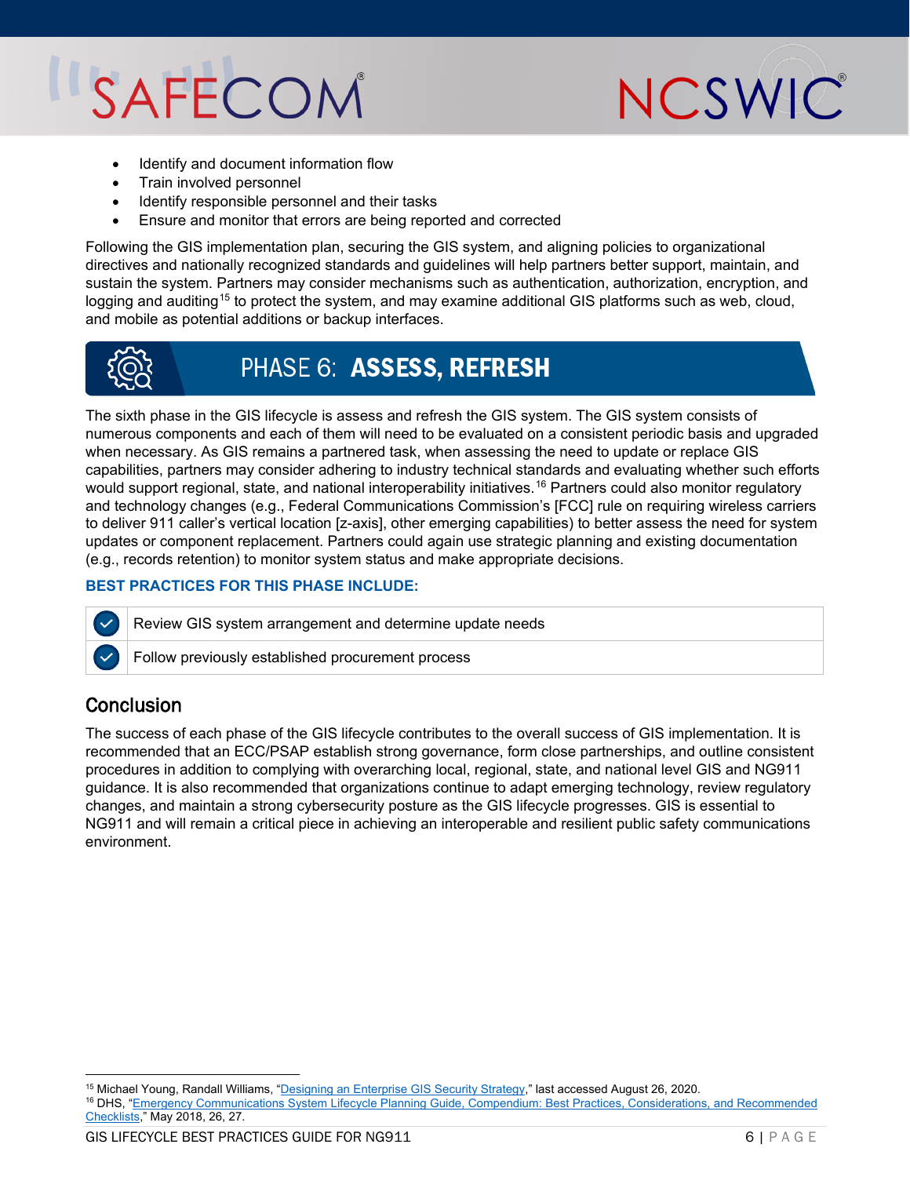- Identify and document information flow
- Train involved personnel
- Identify responsible personnel and their tasks
- Ensure and monitor that errors are being reported and corrected

Following the GIS implementation plan, securing the GIS system, and aligning policies to organizational directives and nationally recognized standards and guidelines will help partners better support, maintain, and sustain the system. Partners may consider mechanisms such as authentication, authorization, encryption, and logging and auditing[15] to protect the system, and may examine additional GIS platforms such as web, cloud, and mobile as potential additions or backup interfaces.

## PHASE 6: **ASSESS, REFRESH**

The sixth phase in the GIS lifecycle is assess and refresh the GIS system. The GIS system consists of numerous components and each of them will need to be evaluated on a consistent periodic basis and upgraded when necessary. As GIS remains a partnered task, when assessing the need to update or replace GIS capabilities, partners may consider adhering to industry technical standards and evaluating whether such efforts would support regional, state, and national interoperability initiatives.[16] Partners could also monitor regulatory and technology changes (e.g., Federal Communications Commission's [FCC] rule on requiring wireless carriers to deliver 911 caller's vertical location [z-axis], other emerging capabilities) to better assess the need for system updates or component replacement. Partners could again use strategic planning and existing documentation (e.g., records retention) to monitor system status and make appropriate decisions.

**BEST PRACTICES FOR THIS PHASE INCLUDE:**

- ✓ Review GIS system arrangement and determine update needs
- ✓ Follow previously established procurement process

## Conclusion

The success of each phase of the GIS lifecycle contributes to the overall success of GIS implementation. It is recommended that an ECC/PSAP establish strong governance, form close partnerships, and outline consistent procedures in addition to complying with overarching local, regional, state, and national level GIS and NG911 guidance. It is also recommended that organizations continue to adapt emerging technology, review regulatory changes, and maintain a strong cybersecurity posture as the GIS lifecycle progresses. GIS is essential to NG911 and will remain a critical piece in achieving an interoperable and resilient public safety communications environment.

---

[15] Michael Young, Randall Williams, "Designing an Enterprise GIS Security Strategy," last accessed August 26, 2020.

[16] DHS, "Emergency Communications System Lifecycle Planning Guide, Compendium: Best Practices, Considerations, and Recommended Checklists," May 2018, 26, 27.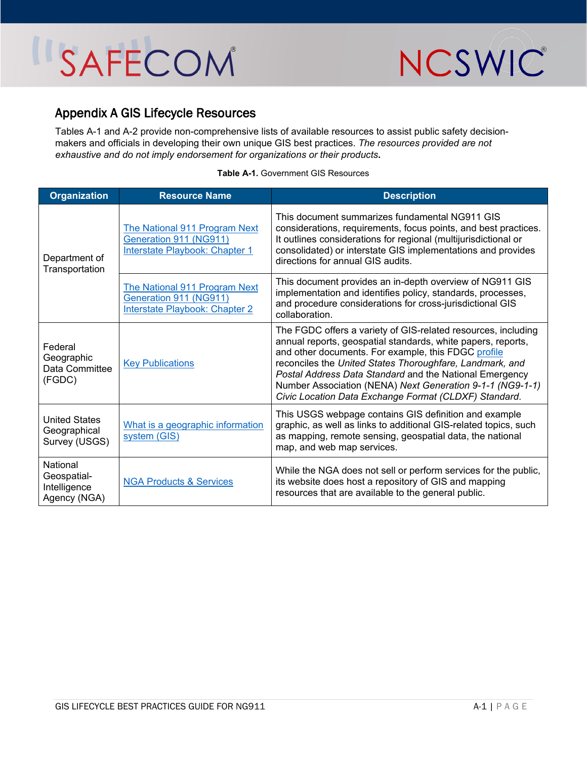## Appendix A GIS Lifecycle Resources

Tables A-1 and A-2 provide non-comprehensive lists of available resources to assist public safety decision-makers and officials in developing their own unique GIS best practices. *The resources provided are not exhaustive and do not imply endorsement for organizations or their products*.

**Table A-1.** Government GIS Resources

| Organization | Resource Name | Description |
|---|---|---|
| Department of Transportation | The National 911 Program Next Generation 911 (NG911) Interstate Playbook: Chapter 1 | This document summarizes fundamental NG911 GIS considerations, requirements, focus points, and best practices. It outlines considerations for regional (multijurisdictional or consolidated) or interstate GIS implementations and provides directions for annual GIS audits. |
| | The National 911 Program Next Generation 911 (NG911) Interstate Playbook: Chapter 2 | This document provides an in-depth overview of NG911 GIS implementation and identifies policy, standards, processes, and procedure considerations for cross-jurisdictional GIS collaboration. |
| Federal Geographic Data Committee (FGDC) | Key Publications | The FGDC offers a variety of GIS-related resources, including annual reports, geospatial standards, white papers, reports, and other documents. For example, this FDGC profile reconciles the *United States Thoroughfare, Landmark, and Postal Address Data Standard* and the National Emergency Number Association (NENA) *Next Generation 9-1-1 (NG9-1-1) Civic Location Data Exchange Format (CLDXF) Standard*. |
| United States Geographical Survey (USGS) | What is a geographic information system (GIS) | This USGS webpage contains GIS definition and example graphic, as well as links to additional GIS-related topics, such as mapping, remote sensing, geospatial data, the national map, and web map services. |
| National Geospatial-Intelligence Agency (NGA) | NGA Products & Services | While the NGA does not sell or perform services for the public, its website does host a repository of GIS and mapping resources that are available to the general public. |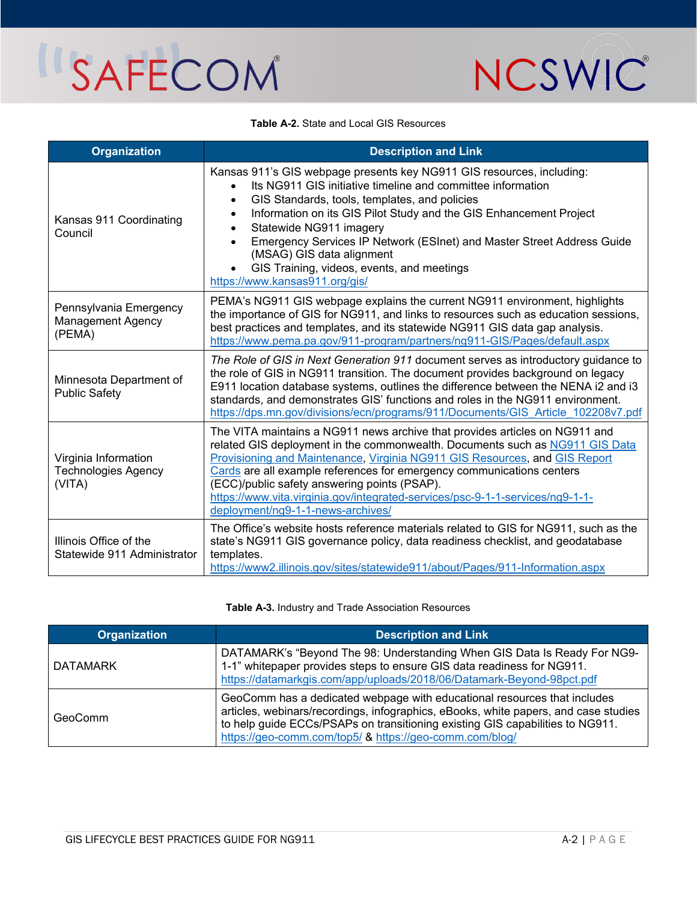**Table A-2.** State and Local GIS Resources

| Organization | Description and Link |
|---|---|
| Kansas 911 Coordinating Council | Kansas 911's GIS webpage presents key NG911 GIS resources, including:<br>• Its NG911 GIS initiative timeline and committee information<br>• GIS Standards, tools, templates, and policies<br>• Information on its GIS Pilot Study and the GIS Enhancement Project<br>• Statewide NG911 imagery<br>• Emergency Services IP Network (ESInet) and Master Street Address Guide (MSAG) GIS data alignment<br>• GIS Training, videos, events, and meetings<br>https://www.kansas911.org/gis/ |
| Pennsylvania Emergency Management Agency (PEMA) | PEMA's NG911 GIS webpage explains the current NG911 environment, highlights the importance of GIS for NG911, and links to resources such as education sessions, best practices and templates, and its statewide NG911 GIS data gap analysis.<br>https://www.pema.pa.gov/911-program/partners/ng911-GIS/Pages/default.aspx |
| Minnesota Department of Public Safety | *The Role of GIS in Next Generation 911* document serves as introductory guidance to the role of GIS in NG911 transition. The document provides background on legacy E911 location database systems, outlines the difference between the NENA i2 and i3 standards, and demonstrates GIS' functions and roles in the NG911 environment.<br>https://dps.mn.gov/divisions/ecn/programs/911/Documents/GIS_Article_102208v7.pdf |
| Virginia Information Technologies Agency (VITA) | The VITA maintains a NG911 news archive that provides articles on NG911 and related GIS deployment in the commonwealth. Documents such as NG911 GIS Data Provisioning and Maintenance, Virginia NG911 GIS Resources, and GIS Report Cards are all example references for emergency communications centers (ECC)/public safety answering points (PSAP).<br>https://www.vita.virginia.gov/integrated-services/psc-9-1-1-services/ng9-1-1-deployment/ng9-1-1-news-archives/ |
| Illinois Office of the Statewide 911 Administrator | The Office's website hosts reference materials related to GIS for NG911, such as the state's NG911 GIS governance policy, data readiness checklist, and geodatabase templates.<br>https://www2.illinois.gov/sites/statewide911/about/Pages/911-Information.aspx |

**Table A-3.** Industry and Trade Association Resources

| Organization | Description and Link |
|---|---|
| DATAMARK | DATAMARK's "Beyond The 98: Understanding When GIS Data Is Ready For NG9-1-1" whitepaper provides steps to ensure GIS data readiness for NG911.<br>https://datamarkgis.com/app/uploads/2018/06/Datamark-Beyond-98pct.pdf |
| GeoComm | GeoComm has a dedicated webpage with educational resources that includes articles, webinars/recordings, infographics, eBooks, white papers, and case studies to help guide ECCs/PSAPs on transitioning existing GIS capabilities to NG911.<br>https://geo-comm.com/top5/ & https://geo-comm.com/blog/ |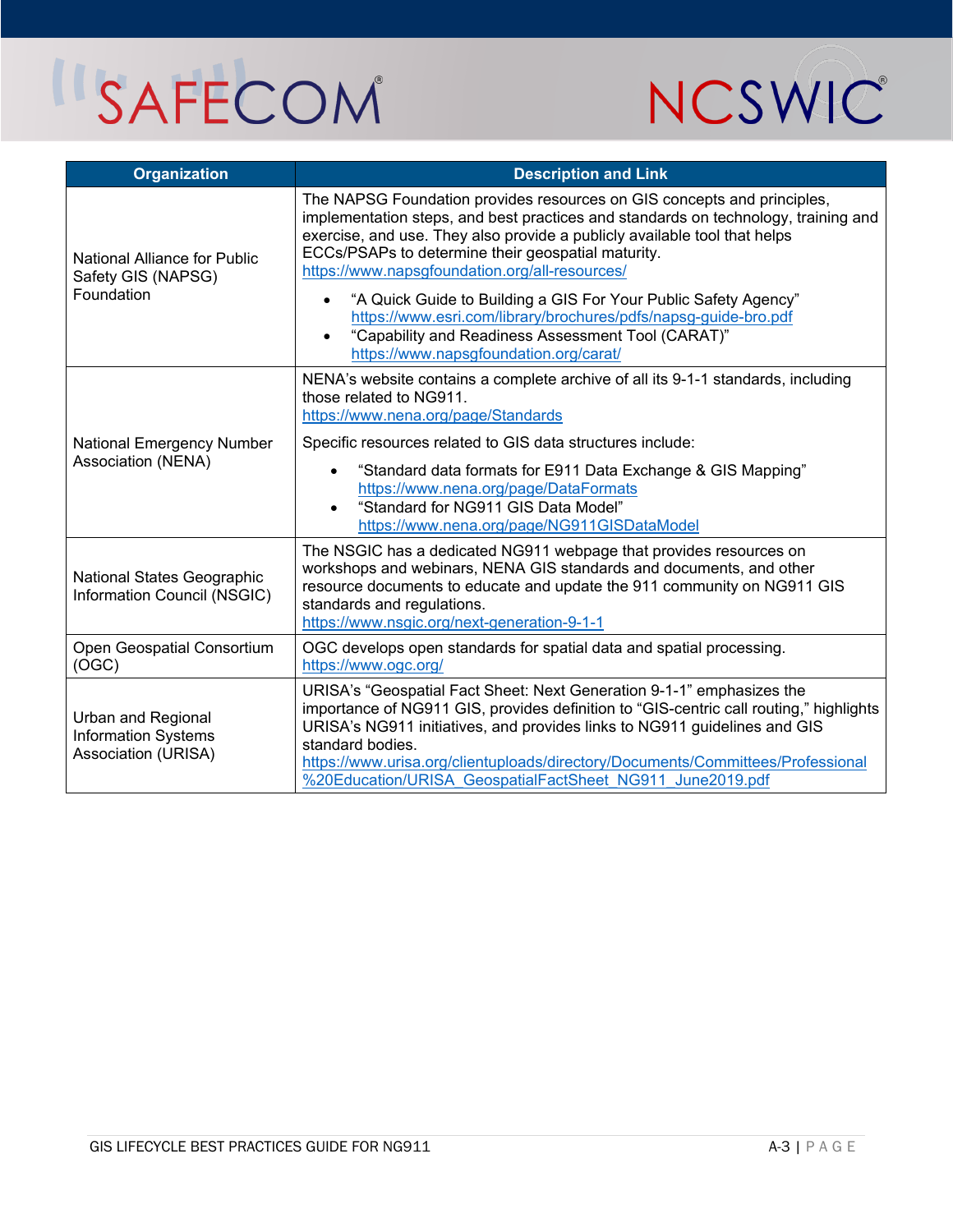| Organization | Description and Link |
| --- | --- |
| National Alliance for Public Safety GIS (NAPSG) Foundation | The NAPSG Foundation provides resources on GIS concepts and principles, implementation steps, and best practices and standards on technology, training and exercise, and use. They also provide a publicly available tool that helps ECCs/PSAPs to determine their geospatial maturity. https://www.napsgfoundation.org/all-resources/ <br>• "A Quick Guide to Building a GIS For Your Public Safety Agency" https://www.esri.com/library/brochures/pdfs/napsg-guide-bro.pdf <br>• "Capability and Readiness Assessment Tool (CARAT)" https://www.napsgfoundation.org/carat/ |
| National Emergency Number Association (NENA) | NENA's website contains a complete archive of all its 9-1-1 standards, including those related to NG911. https://www.nena.org/page/Standards <br>Specific resources related to GIS data structures include: <br>• "Standard data formats for E911 Data Exchange & GIS Mapping" https://www.nena.org/page/DataFormats <br>• "Standard for NG911 GIS Data Model" https://www.nena.org/page/NG911GISDataModel |
| National States Geographic Information Council (NSGIC) | The NSGIC has a dedicated NG911 webpage that provides resources on workshops and webinars, NENA GIS standards and documents, and other resource documents to educate and update the 911 community on NG911 GIS standards and regulations. https://www.nsgic.org/next-generation-9-1-1 |
| Open Geospatial Consortium (OGC) | OGC develops open standards for spatial data and spatial processing. https://www.ogc.org/ |
| Urban and Regional Information Systems Association (URISA) | URISA's "Geospatial Fact Sheet: Next Generation 9-1-1" emphasizes the importance of NG911 GIS, provides definition to "GIS-centric call routing," highlights URISA's NG911 initiatives, and provides links to NG911 guidelines and GIS standard bodies. https://www.urisa.org/clientuploads/directory/Documents/Committees/Professional%20Education/URISA_GeospatialFactSheet_NG911_June2019.pdf |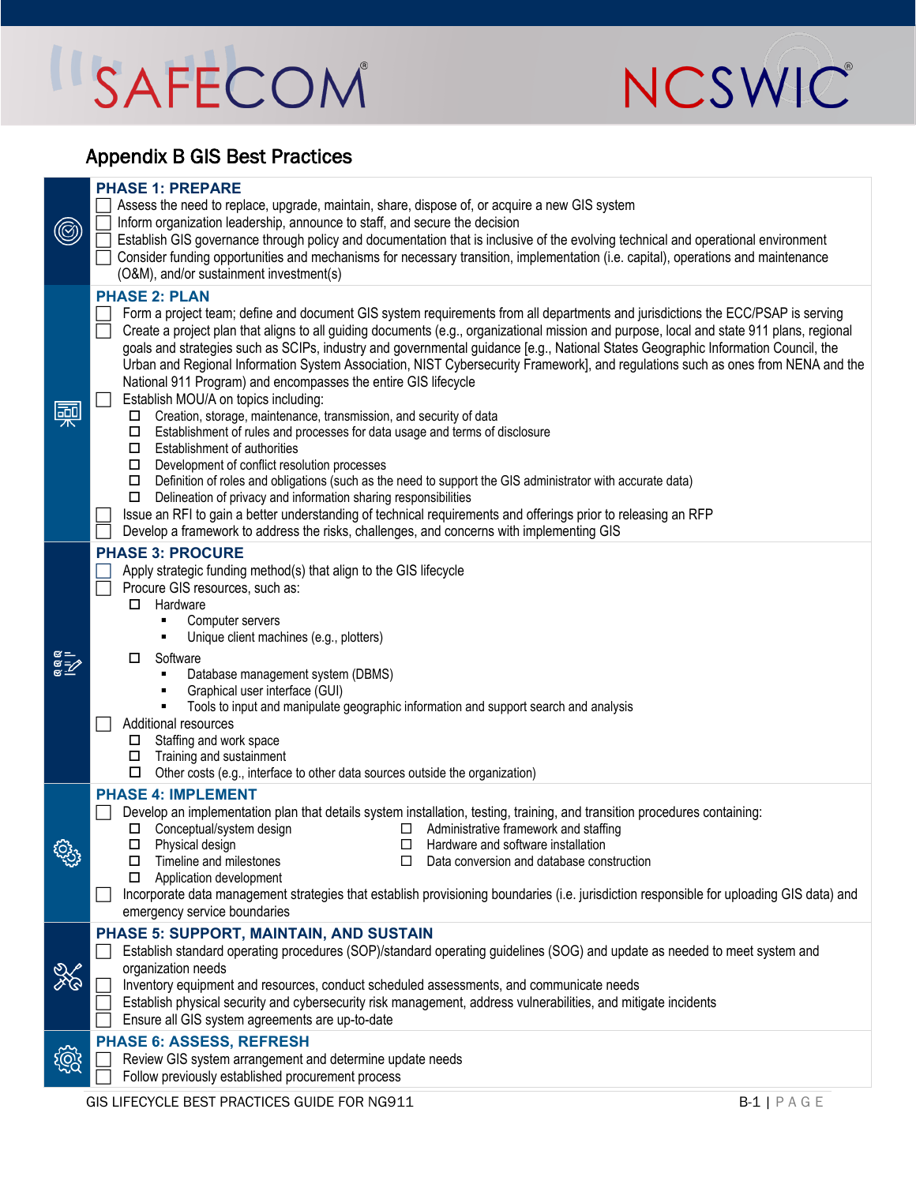## Appendix B GIS Best Practices

### PHASE 1: PREPARE

- [ ] Assess the need to replace, upgrade, maintain, share, dispose of, or acquire a new GIS system
- [ ] Inform organization leadership, announce to staff, and secure the decision
- [ ] Establish GIS governance through policy and documentation that is inclusive of the evolving technical and operational environment
- [ ] Consider funding opportunities and mechanisms for necessary transition, implementation (i.e. capital), operations and maintenance (O&M), and/or sustainment investment(s)

### PHASE 2: PLAN

- [ ] Form a project team; define and document GIS system requirements from all departments and jurisdictions the ECC/PSAP is serving
- [ ] Create a project plan that aligns to all guiding documents (e.g., organizational mission and purpose, local and state 911 plans, regional goals and strategies such as SCIPs, industry and governmental guidance [e.g., National States Geographic Information Council, the Urban and Regional Information System Association, NIST Cybersecurity Framework], and regulations such as ones from NENA and the National 911 Program) and encompasses the entire GIS lifecycle
- [ ] Establish MOU/A on topics including:
  - [ ] Creation, storage, maintenance, transmission, and security of data
  - [ ] Establishment of rules and processes for data usage and terms of disclosure
  - [ ] Establishment of authorities
  - [ ] Development of conflict resolution processes
  - [ ] Definition of roles and obligations (such as the need to support the GIS administrator with accurate data)
  - [ ] Delineation of privacy and information sharing responsibilities
- [ ] Issue an RFI to gain a better understanding of technical requirements and offerings prior to releasing an RFP
- [ ] Develop a framework to address the risks, challenges, and concerns with implementing GIS

### PHASE 3: PROCURE

- [ ] Apply strategic funding method(s) that align to the GIS lifecycle
- [ ] Procure GIS resources, such as:
  - [ ] Hardware
    - Computer servers
    - Unique client machines (e.g., plotters)
  - [ ] Software
    - Database management system (DBMS)
    - Graphical user interface (GUI)
    - Tools to input and manipulate geographic information and support search and analysis
- [ ] Additional resources
  - [ ] Staffing and work space
  - [ ] Training and sustainment
  - [ ] Other costs (e.g., interface to other data sources outside the organization)

### PHASE 4: IMPLEMENT

- [ ] Develop an implementation plan that details system installation, testing, training, and transition procedures containing:
  - [ ] Conceptual/system design
  - [ ] Physical design
  - [ ] Timeline and milestones
  - [ ] Application development
  - [ ] Administrative framework and staffing
  - [ ] Hardware and software installation
  - [ ] Data conversion and database construction
- [ ] Incorporate data management strategies that establish provisioning boundaries (i.e. jurisdiction responsible for uploading GIS data) and emergency service boundaries

### PHASE 5: SUPPORT, MAINTAIN, AND SUSTAIN

- [ ] Establish standard operating procedures (SOP)/standard operating guidelines (SOG) and update as needed to meet system and organization needs
- [ ] Inventory equipment and resources, conduct scheduled assessments, and communicate needs
- [ ] Establish physical security and cybersecurity risk management, address vulnerabilities, and mitigate incidents
- [ ] Ensure all GIS system agreements are up-to-date

### PHASE 6: ASSESS, REFRESH

- [ ] Review GIS system arrangement and determine update needs
- [ ] Follow previously established procurement process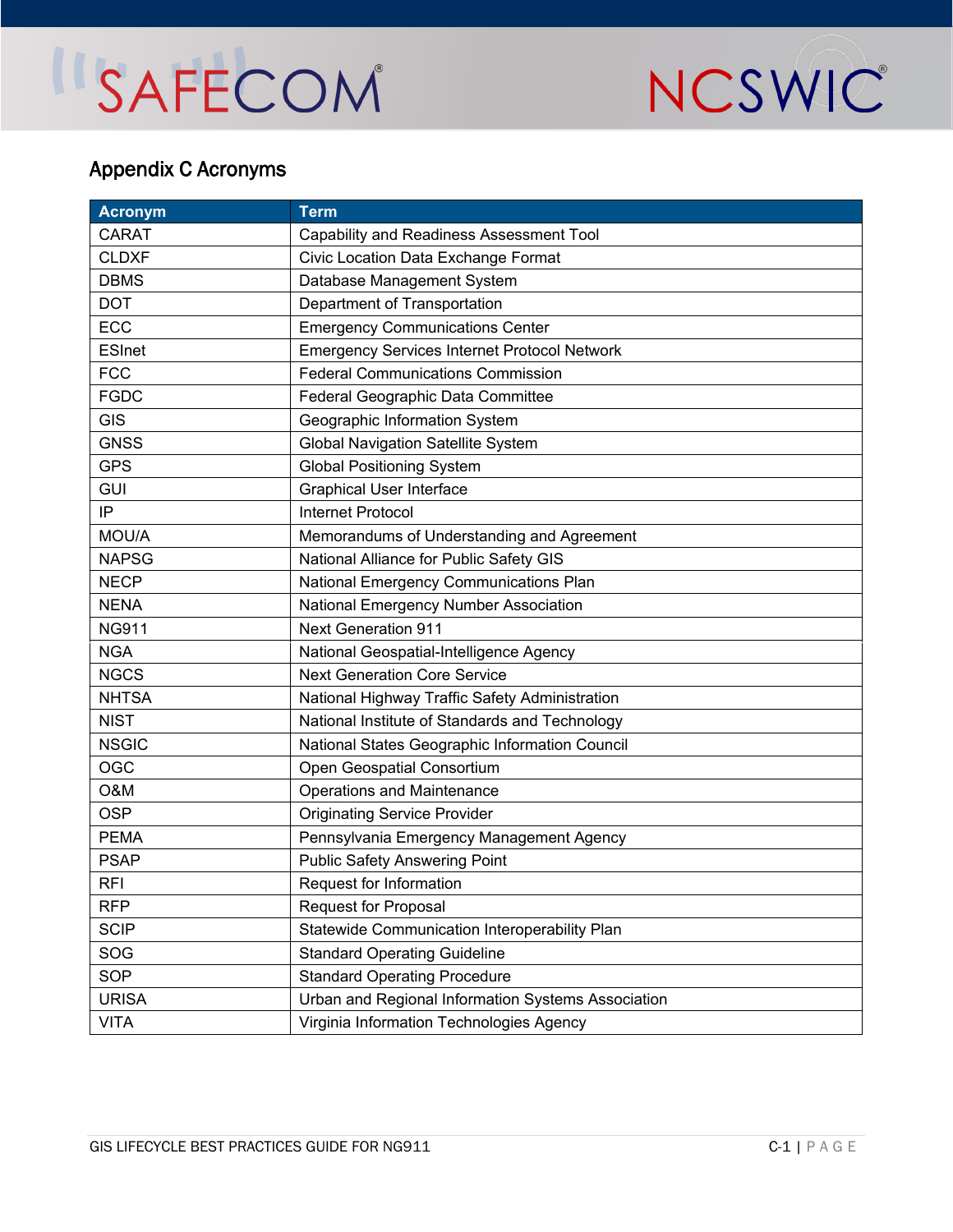## Appendix C Acronyms

| Acronym | Term |
|---|---|
| CARAT | Capability and Readiness Assessment Tool |
| CLDXF | Civic Location Data Exchange Format |
| DBMS | Database Management System |
| DOT | Department of Transportation |
| ECC | Emergency Communications Center |
| ESInet | Emergency Services Internet Protocol Network |
| FCC | Federal Communications Commission |
| FGDC | Federal Geographic Data Committee |
| GIS | Geographic Information System |
| GNSS | Global Navigation Satellite System |
| GPS | Global Positioning System |
| GUI | Graphical User Interface |
| IP | Internet Protocol |
| MOU/A | Memorandums of Understanding and Agreement |
| NAPSG | National Alliance for Public Safety GIS |
| NECP | National Emergency Communications Plan |
| NENA | National Emergency Number Association |
| NG911 | Next Generation 911 |
| NGA | National Geospatial-Intelligence Agency |
| NGCS | Next Generation Core Service |
| NHTSA | National Highway Traffic Safety Administration |
| NIST | National Institute of Standards and Technology |
| NSGIC | National States Geographic Information Council |
| OGC | Open Geospatial Consortium |
| O&M | Operations and Maintenance |
| OSP | Originating Service Provider |
| PEMA | Pennsylvania Emergency Management Agency |
| PSAP | Public Safety Answering Point |
| RFI | Request for Information |
| RFP | Request for Proposal |
| SCIP | Statewide Communication Interoperability Plan |
| SOG | Standard Operating Guideline |
| SOP | Standard Operating Procedure |
| URISA | Urban and Regional Information Systems Association |
| VITA | Virginia Information Technologies Agency |